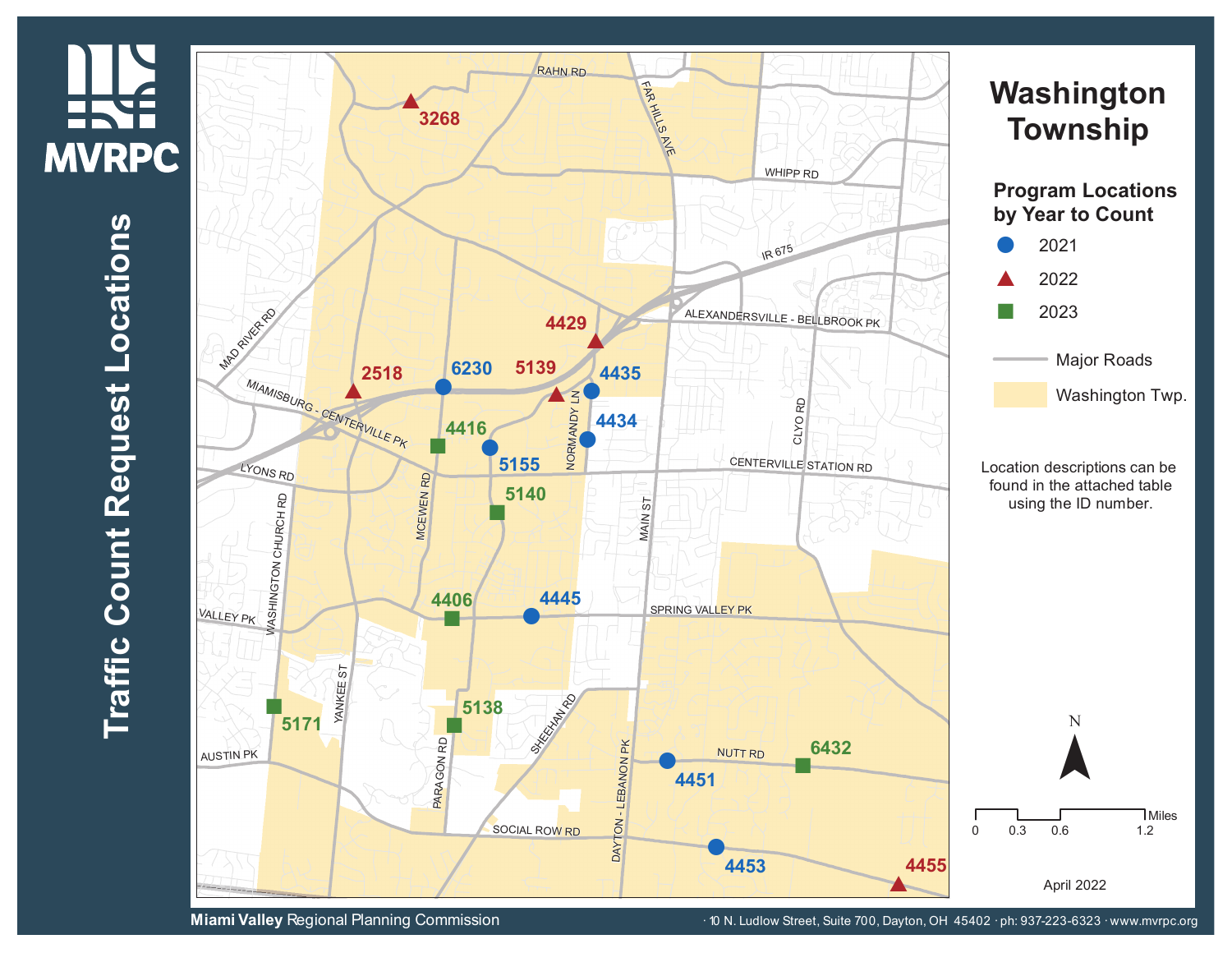# Traffic Count Request Locations

MVRPC

## Washington Township

### Program Locations by Year to Count

- 2021
- 2022
- 2023
- Major Roads
- Washington Twp.

Location descriptions can be found in the attached table using the ID number.

| Year | Location IDs |
|---|---|
| 2021 | 6230, 4435, 4434, 5155, 4445, 4451, 4453 |
| 2022 | 3268, 2518, 4429, 5139, 4455 |
| 2023 | 4416, 5140, 4406, 5171, 5138, 6432 |

Miles: 0, 0.3, 0.6, 1.2

April 2022

**Miami Valley** Regional Planning Commission · 10 N. Ludlow Street, Suite 700, Dayton, OH 45402 · ph: 937-223-6323 · www.mvrpc.org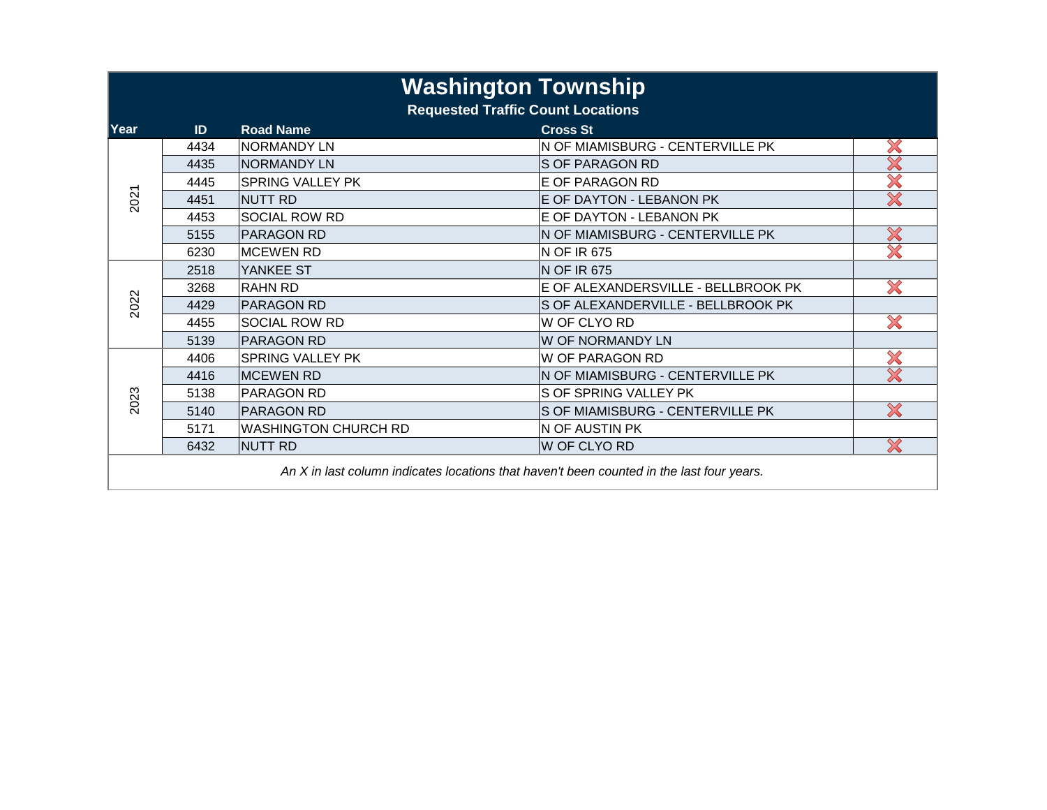# Washington Township

**Requested Traffic Count Locations**

| Year | ID | Road Name | Cross St | |
|---|---|---|---|---|
| 2021 | 4434 | NORMANDY LN | N OF MIAMISBURG - CENTERVILLE PK | X |
| | 4435 | NORMANDY LN | S OF PARAGON RD | X |
| | 4445 | SPRING VALLEY PK | E OF PARAGON RD | X |
| | 4451 | NUTT RD | E OF DAYTON - LEBANON PK | X |
| | 4453 | SOCIAL ROW RD | E OF DAYTON - LEBANON PK | |
| | 5155 | PARAGON RD | N OF MIAMISBURG - CENTERVILLE PK | X |
| | 6230 | MCEWEN RD | N OF IR 675 | X |
| 2022 | 2518 | YANKEE ST | N OF IR 675 | |
| | 3268 | RAHN RD | E OF ALEXANDERSVILLE - BELLBROOK PK | X |
| | 4429 | PARAGON RD | S OF ALEXANDERVILLE - BELLBROOK PK | |
| | 4455 | SOCIAL ROW RD | W OF CLYO RD | X |
| | 5139 | PARAGON RD | W OF NORMANDY LN | |
| 2023 | 4406 | SPRING VALLEY PK | W OF PARAGON RD | X |
| | 4416 | MCEWEN RD | N OF MIAMISBURG - CENTERVILLE PK | X |
| | 5138 | PARAGON RD | S OF SPRING VALLEY PK | |
| | 5140 | PARAGON RD | S OF MIAMISBURG - CENTERVILLE PK | X |
| | 5171 | WASHINGTON CHURCH RD | N OF AUSTIN PK | |
| | 6432 | NUTT RD | W OF CLYO RD | X |

*An X in last column indicates locations that haven't been counted in the last four years.*